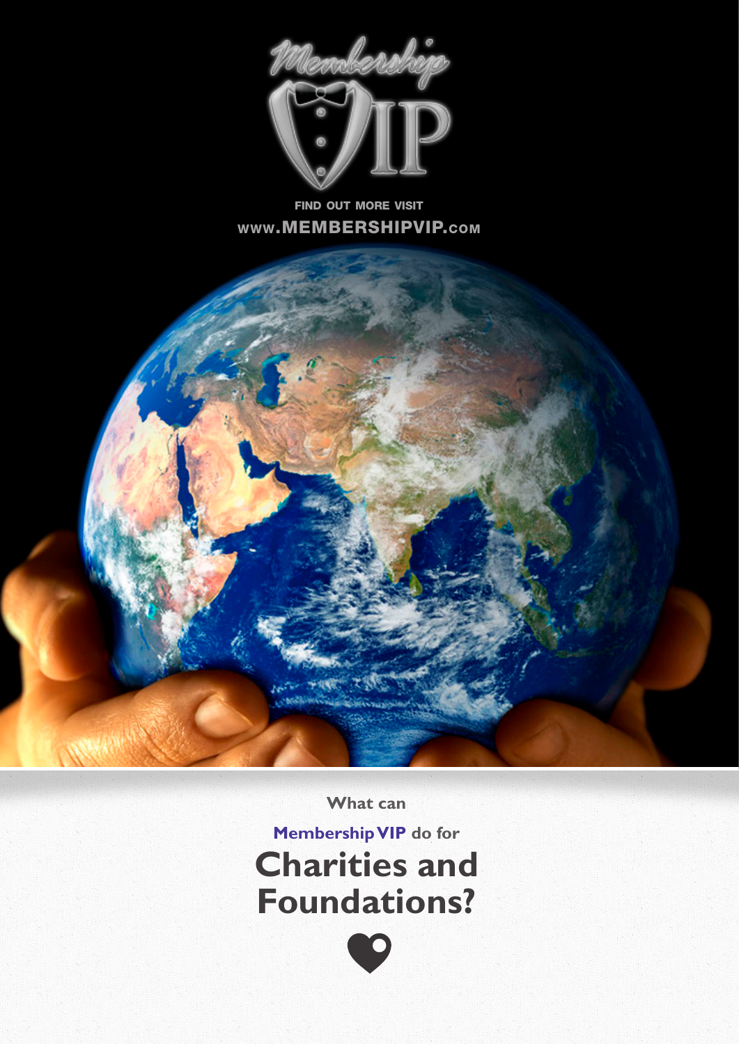Membership VIP

FIND OUT MORE VISIT
www.MEMBERSHIPVIP.com

What can

**Membership VIP** do for

# Charities and Foundations?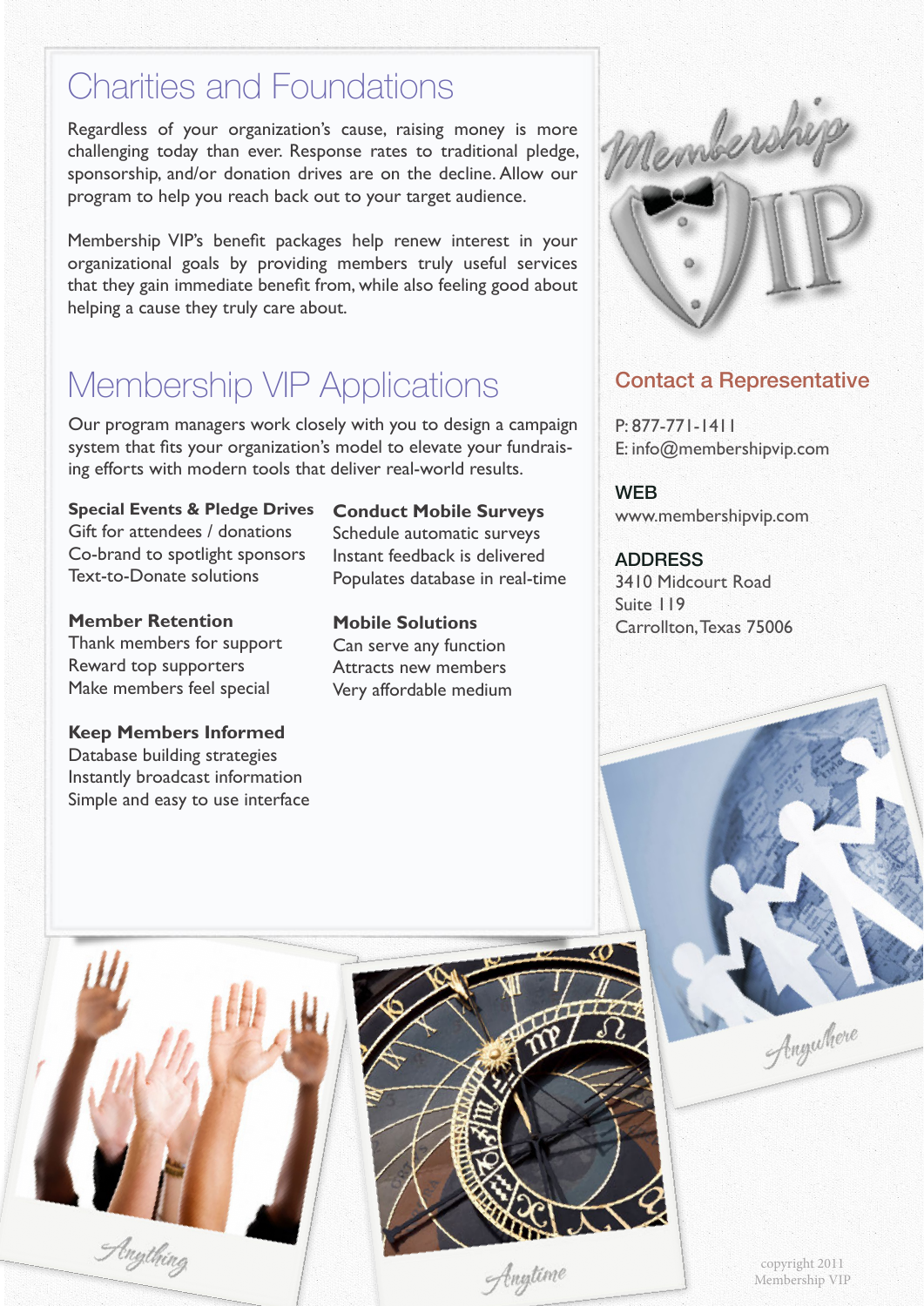# Charities and Foundations

Regardless of your organization's cause, raising money is more challenging today than ever. Response rates to traditional pledge, sponsorship, and/or donation drives are on the decline. Allow our program to help you reach back out to your target audience.

Membership VIP's benefit packages help renew interest in your organizational goals by providing members truly useful services that they gain immediate benefit from, while also feeling good about helping a cause they truly care about.

# Membership VIP Applications

Our program managers work closely with you to design a campaign system that fits your organization's model to elevate your fundraising efforts with modern tools that deliver real-world results.

**Special Events & Pledge Drives**
Gift for attendees / donations
Co-brand to spotlight sponsors
Text-to-Donate solutions

**Member Retention**
Thank members for support
Reward top supporters
Make members feel special

**Keep Members Informed**
Database building strategies
Instantly broadcast information
Simple and easy to use interface

**Conduct Mobile Surveys**
Schedule automatic surveys
Instant feedback is delivered
Populates database in real-time

**Mobile Solutions**
Can serve any function
Attracts new members
Very affordable medium

Membership VIP

## Contact a Representative

P: 877-771-1411
E: info@membershipvip.com

**WEB**
www.membershipvip.com

**ADDRESS**
3410 Midcourt Road
Suite 119
Carrollton, Texas 75006

Anything

Anytime

Anywhere

copyright 2011
Membership VIP